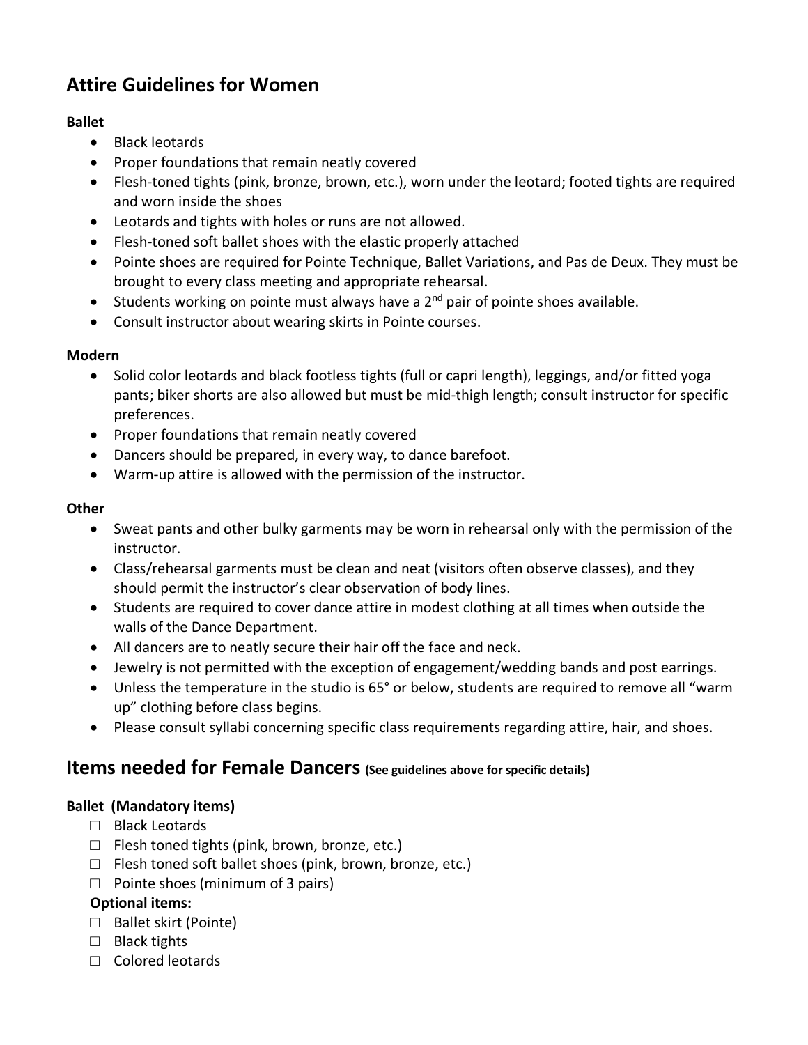## Attire Guidelines for Women

**Ballet**

- Black leotards
- Proper foundations that remain neatly covered
- Flesh-toned tights (pink, bronze, brown, etc.), worn under the leotard; footed tights are required and worn inside the shoes
- Leotards and tights with holes or runs are not allowed.
- Flesh-toned soft ballet shoes with the elastic properly attached
- Pointe shoes are required for Pointe Technique, Ballet Variations, and Pas de Deux. They must be brought to every class meeting and appropriate rehearsal.
- Students working on pointe must always have a 2nd pair of pointe shoes available.
- Consult instructor about wearing skirts in Pointe courses.

**Modern**

- Solid color leotards and black footless tights (full or capri length), leggings, and/or fitted yoga pants; biker shorts are also allowed but must be mid-thigh length; consult instructor for specific preferences.
- Proper foundations that remain neatly covered
- Dancers should be prepared, in every way, to dance barefoot.
- Warm-up attire is allowed with the permission of the instructor.

**Other**

- Sweat pants and other bulky garments may be worn in rehearsal only with the permission of the instructor.
- Class/rehearsal garments must be clean and neat (visitors often observe classes), and they should permit the instructor's clear observation of body lines.
- Students are required to cover dance attire in modest clothing at all times when outside the walls of the Dance Department.
- All dancers are to neatly secure their hair off the face and neck.
- Jewelry is not permitted with the exception of engagement/wedding bands and post earrings.
- Unless the temperature in the studio is 65° or below, students are required to remove all "warm up" clothing before class begins.
- Please consult syllabi concerning specific class requirements regarding attire, hair, and shoes.

## Items needed for Female Dancers (See guidelines above for specific details)

**Ballet (Mandatory items)**

- ☐ Black Leotards
- ☐ Flesh toned tights (pink, brown, bronze, etc.)
- ☐ Flesh toned soft ballet shoes (pink, brown, bronze, etc.)
- ☐ Pointe shoes (minimum of 3 pairs)

**Optional items:**

- ☐ Ballet skirt (Pointe)
- ☐ Black tights
- ☐ Colored leotards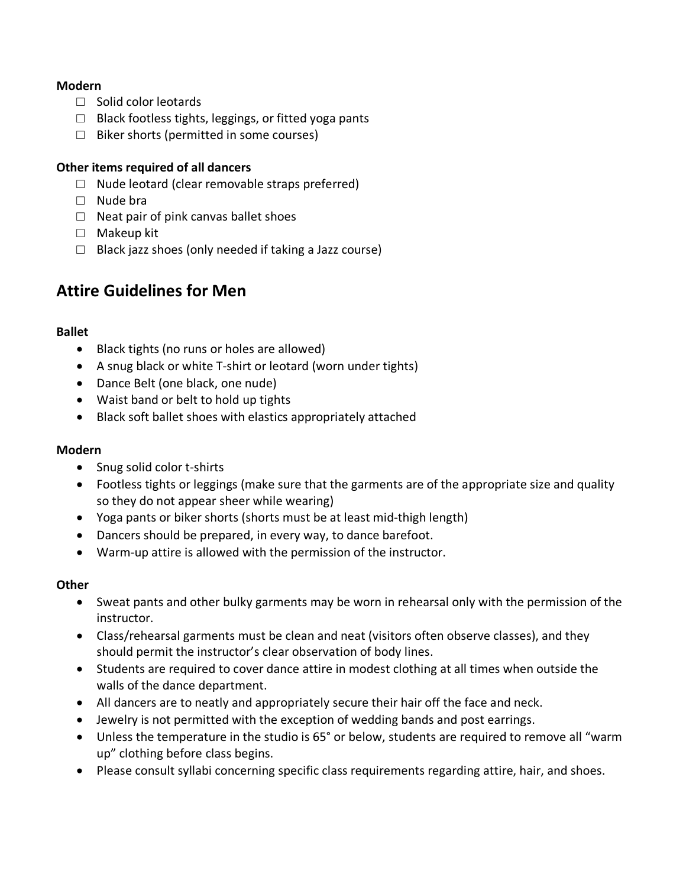**Modern**

- ☐ Solid color leotards
- ☐ Black footless tights, leggings, or fitted yoga pants
- ☐ Biker shorts (permitted in some courses)

**Other items required of all dancers**

- ☐ Nude leotard (clear removable straps preferred)
- ☐ Nude bra
- ☐ Neat pair of pink canvas ballet shoes
- ☐ Makeup kit
- ☐ Black jazz shoes (only needed if taking a Jazz course)

## Attire Guidelines for Men

**Ballet**

- Black tights (no runs or holes are allowed)
- A snug black or white T-shirt or leotard (worn under tights)
- Dance Belt (one black, one nude)
- Waist band or belt to hold up tights
- Black soft ballet shoes with elastics appropriately attached

**Modern**

- Snug solid color t-shirts
- Footless tights or leggings (make sure that the garments are of the appropriate size and quality so they do not appear sheer while wearing)
- Yoga pants or biker shorts (shorts must be at least mid-thigh length)
- Dancers should be prepared, in every way, to dance barefoot.
- Warm-up attire is allowed with the permission of the instructor.

**Other**

- Sweat pants and other bulky garments may be worn in rehearsal only with the permission of the instructor.
- Class/rehearsal garments must be clean and neat (visitors often observe classes), and they should permit the instructor's clear observation of body lines.
- Students are required to cover dance attire in modest clothing at all times when outside the walls of the dance department.
- All dancers are to neatly and appropriately secure their hair off the face and neck.
- Jewelry is not permitted with the exception of wedding bands and post earrings.
- Unless the temperature in the studio is 65° or below, students are required to remove all "warm up" clothing before class begins.
- Please consult syllabi concerning specific class requirements regarding attire, hair, and shoes.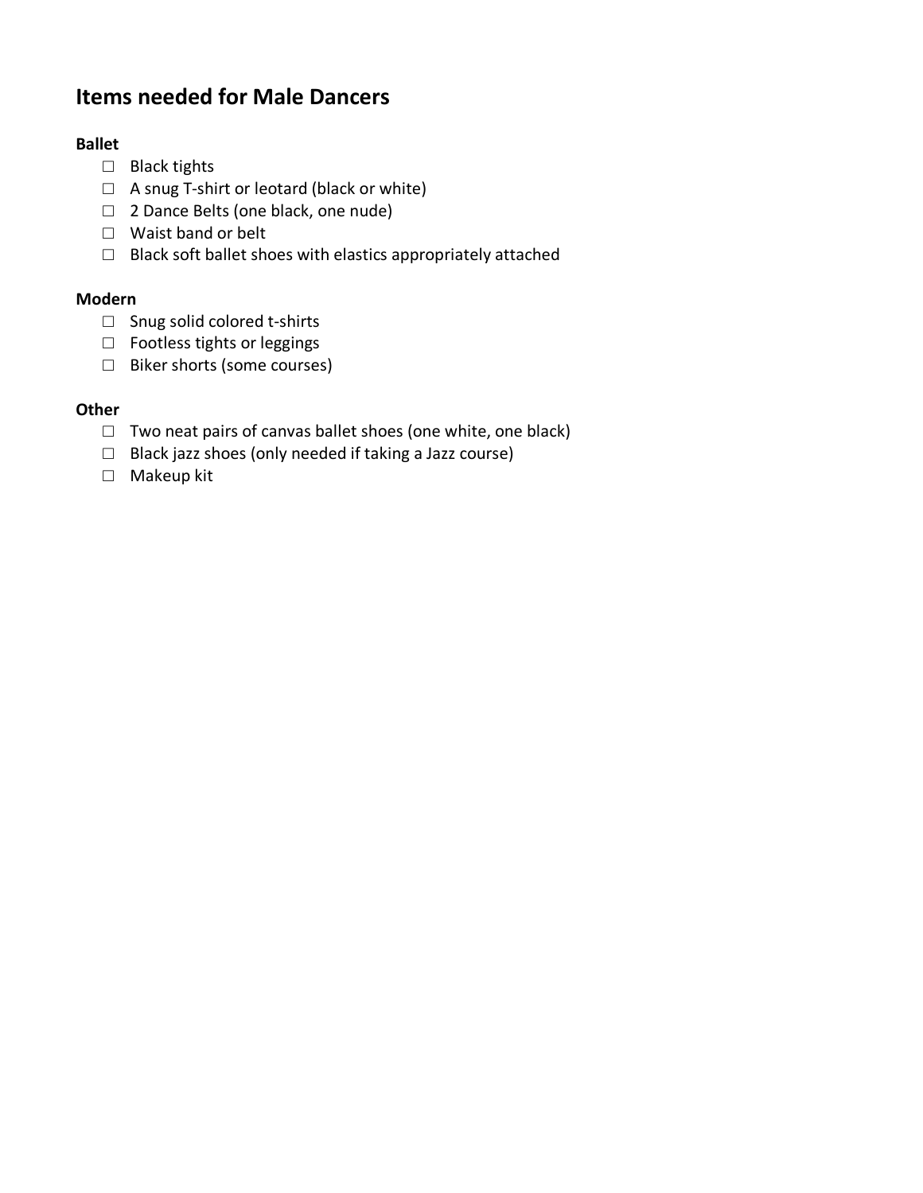## Items needed for Male Dancers

**Ballet**

- ☐ Black tights
- ☐ A snug T-shirt or leotard (black or white)
- ☐ 2 Dance Belts (one black, one nude)
- ☐ Waist band or belt
- ☐ Black soft ballet shoes with elastics appropriately attached

**Modern**

- ☐ Snug solid colored t-shirts
- ☐ Footless tights or leggings
- ☐ Biker shorts (some courses)

**Other**

- ☐ Two neat pairs of canvas ballet shoes (one white, one black)
- ☐ Black jazz shoes (only needed if taking a Jazz course)
- ☐ Makeup kit